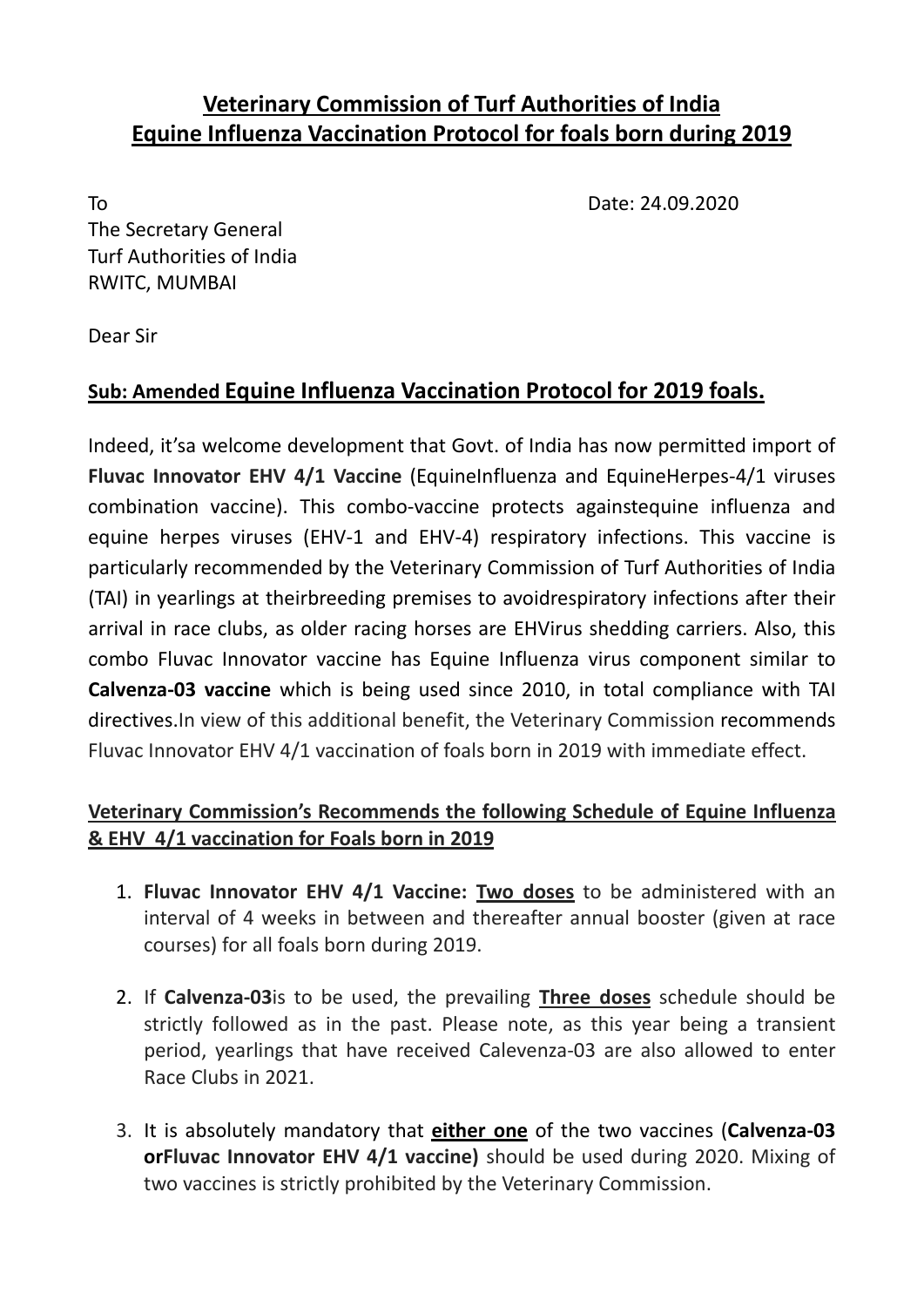# **Veterinary Commission of Turf Authorities of India**
# **Equine Influenza Vaccination Protocol for foals born during 2019**

To  
The Secretary General  
Turf Authorities of India  
RWITC, MUMBAI

Date: 24.09.2020

Dear Sir

## **Sub: Amended Equine Influenza Vaccination Protocol for 2019 foals.**

Indeed, it'sa welcome development that Govt. of India has now permitted import of **Fluvac Innovator EHV 4/1 Vaccine** (EquineInfluenza and EquineHerpes-4/1 viruses combination vaccine). This combo-vaccine protects againstequine influenza and equine herpes viruses (EHV-1 and EHV-4) respiratory infections. This vaccine is particularly recommended by the Veterinary Commission of Turf Authorities of India (TAI) in yearlings at theirbreeding premises to avoidrespiratory infections after their arrival in race clubs, as older racing horses are EHVirus shedding carriers. Also, this combo Fluvac Innovator vaccine has Equine Influenza virus component similar to **Calvenza-03 vaccine** which is being used since 2010, in total compliance with TAI directives.In view of this additional benefit, the Veterinary Commission recommends Fluvac Innovator EHV 4/1 vaccination of foals born in 2019 with immediate effect.

### **Veterinary Commission's Recommends the following Schedule of Equine Influenza & EHV 4/1 vaccination for Foals born in 2019**

1. **Fluvac Innovator EHV 4/1 Vaccine:** **Two doses** to be administered with an interval of 4 weeks in between and thereafter annual booster (given at race courses) for all foals born during 2019.

2. If **Calvenza-03**is to be used, the prevailing **Three doses** schedule should be strictly followed as in the past. Please note, as this year being a transient period, yearlings that have received Calevenza-03 are also allowed to enter Race Clubs in 2021.

3. It is absolutely mandatory that **either one** of the two vaccines (**Calvenza-03 orFluvac Innovator EHV 4/1 vaccine)** should be used during 2020. Mixing of two vaccines is strictly prohibited by the Veterinary Commission.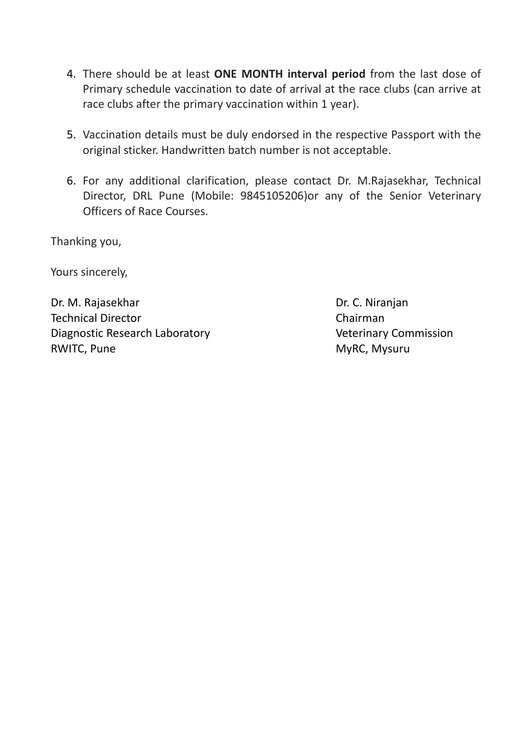4. There should be at least **ONE MONTH interval period** from the last dose of Primary schedule vaccination to date of arrival at the race clubs (can arrive at race clubs after the primary vaccination within 1 year).

5. Vaccination details must be duly endorsed in the respective Passport with the original sticker. Handwritten batch number is not acceptable.

6. For any additional clarification, please contact Dr. M.Rajasekhar, Technical Director, DRL Pune (Mobile: 9845105206)or any of the Senior Veterinary Officers of Race Courses.

Thanking you,

Yours sincerely,

Dr. M. Rajasekhar
Technical Director
Diagnostic Research Laboratory
RWITC, Pune

Dr. C. Niranjan
Chairman
Veterinary Commission
MyRC, Mysuru